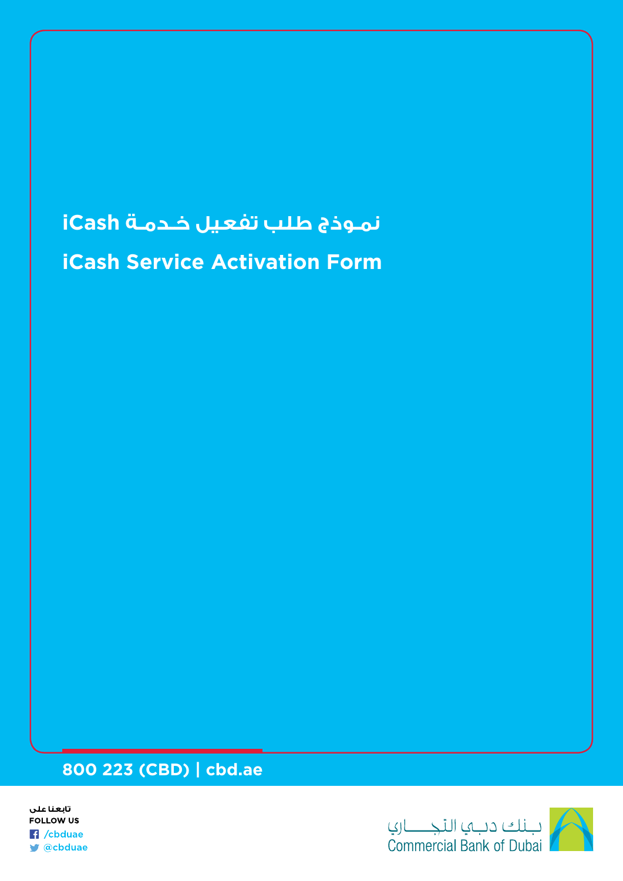# نموذج طلب تفعيل خدمة iCash

# iCash Service Activation Form

**800 223 (CBD) | cbd.ae**

تابعنا على
FOLLOW US
/cbduae
@cbduae

بنك دبي التجاري
Commercial Bank of Dubai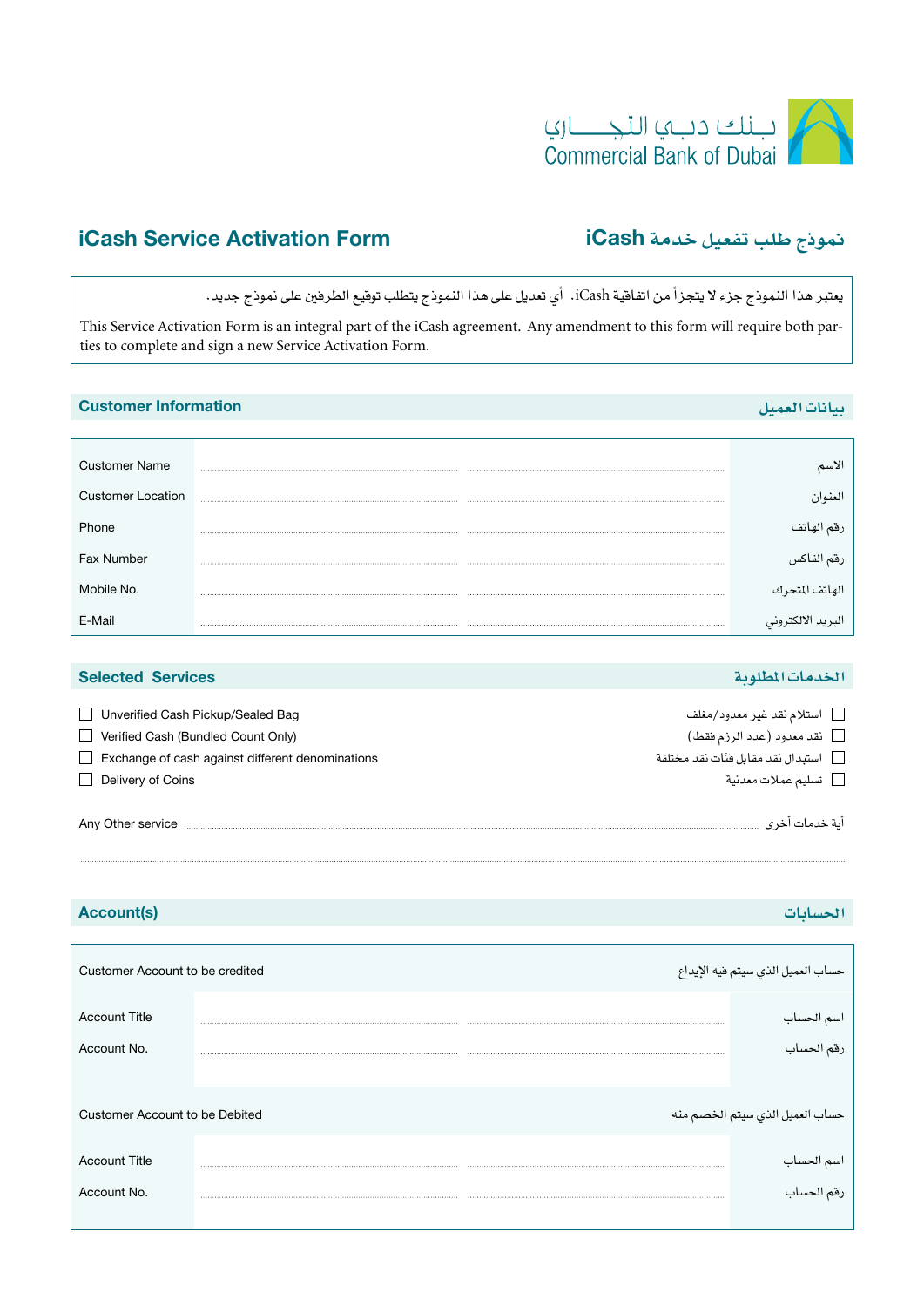بـنك دبـي التجـــاري
Commercial Bank of Dubai

# iCash Service Activation Form

# نموذج طلب تفعيل خدمة iCash

يعتبر هذا النموذج جزء لا يتجزأ من اتفاقية iCash. أي تعديل على هذا النموذج يتطلب توقيع الطرفين على نموذج جديد.

This Service Activation Form is an integral part of the iCash agreement. Any amendment to this form will require both parties to complete and sign a new Service Activation Form.

## Customer Information | بيانات العميل

| | | |
|---|---|---|
| Customer Name | ........................ | الاسم |
| Customer Location | ........................ | العنوان |
| Phone | ........................ | رقم الهاتف |
| Fax Number | ........................ | رقم الفاكس |
| Mobile No. | ........................ | الهاتف المتحرك |
| E-Mail | ........................ | البريد الالكتروني |

## Selected Services | الخدمات المطلوبة

- ☐ Unverified Cash Pickup/Sealed Bag — استلام نقد غير معدود/مغلف ☐
- ☐ Verified Cash (Bundled Count Only) — نقد معدود (عدد الرزم فقط) ☐
- ☐ Exchange of cash against different denominations — استبدال نقد مقابل فئات نقد مختلفة ☐
- ☐ Delivery of Coins — تسليم عملات معدنية ☐

Any Other service ........................ أية خدمات أخرى

........................

## Account(s) | الحسابات

**Customer Account to be credited** — حساب العميل الذي سيتم فيه الإيداع

| | | |
|---|---|---|
| Account Title | ........................ | اسم الحساب |
| Account No. | ........................ | رقم الحساب |

**Customer Account to be Debited** — حساب العميل الذي سيتم الخصم منه

| | | |
|---|---|---|
| Account Title | ........................ | اسم الحساب |
| Account No. | ........................ | رقم الحساب |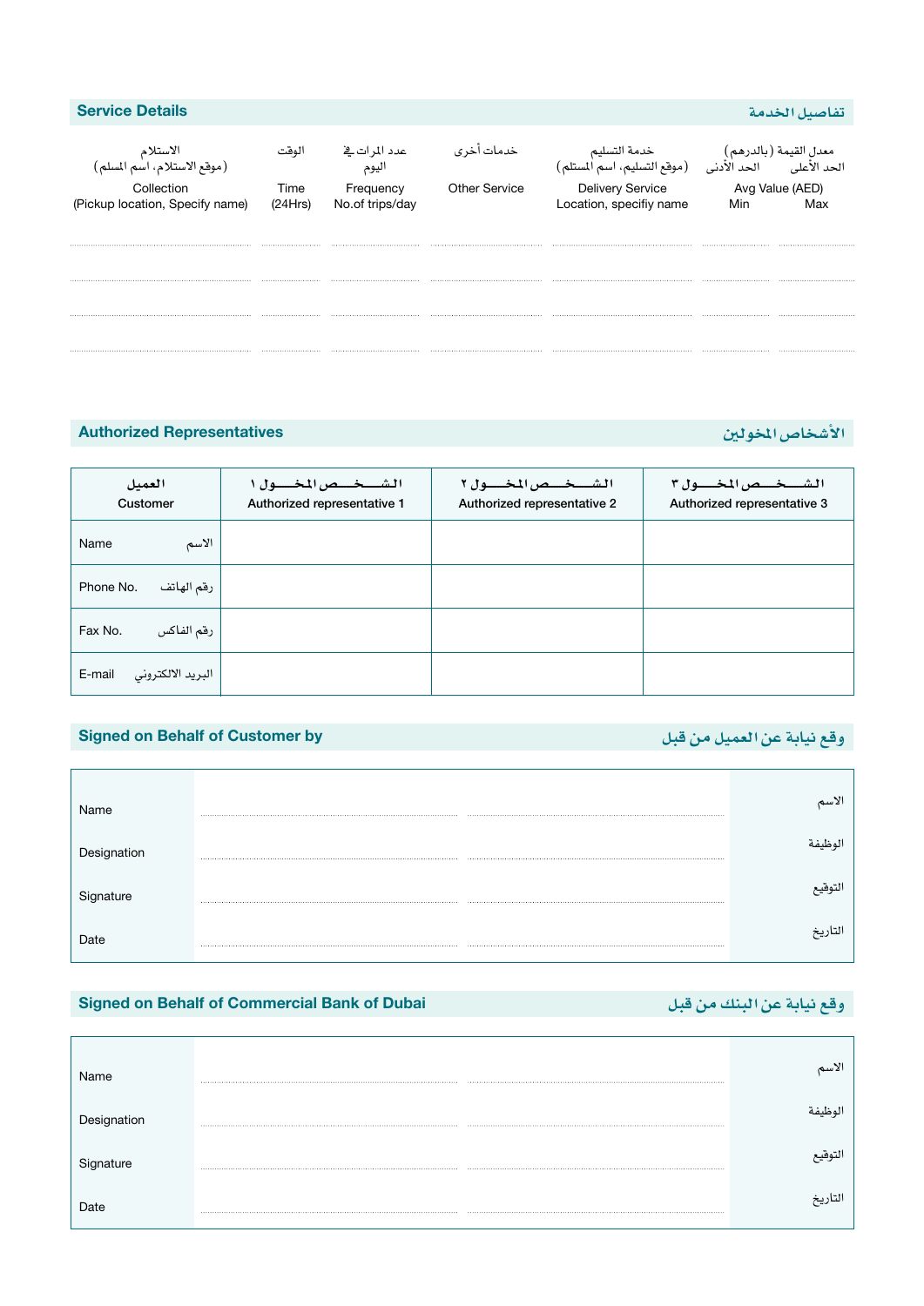## Service Details تفاصيل الخدمة

| الاستلام (موقع الاستلام، اسم المسلم) Collection (Pickup location, Specify name) | الوقت Time (24Hrs) | عدد المرات في اليوم Frequency No.of trips/day | خدمات أخرى Other Service | خدمة التسليم (موقع التسليم، اسم المستلم) Delivery Service Location, specifiy name | معدل القيمة (بالدرهم) Avg Value (AED) الحد الأدنى Min | الحد الأعلى Max |
|---|---|---|---|---|---|---|
| | | | | | | |
| | | | | | | |
| | | | | | | |
| | | | | | | |

## Authorized Representatives الأشخاص المخولين

| العميل Customer | الشخص المخول ١ Authorized representative 1 | الشخص المخول ٢ Authorized representative 2 | الشخص المخول ٣ Authorized representative 3 |
|---|---|---|---|
| Name الاسم | | | |
| Phone No. رقم الهاتف | | | |
| Fax No. رقم الفاكس | | | |
| E-mail البريد الالكتروني | | | |

## Signed on Behalf of Customer by وقع نيابة عن العميل من قبل

| | | | |
|---|---|---|---|
| Name | | | الاسم |
| Designation | | | الوظيفة |
| Signature | | | التوقيع |
| Date | | | التاريخ |

## Signed on Behalf of Commercial Bank of Dubai وقع نيابة عن البنك من قبل

| | | | |
|---|---|---|---|
| Name | | | الاسم |
| Designation | | | الوظيفة |
| Signature | | | التوقيع |
| Date | | | التاريخ |